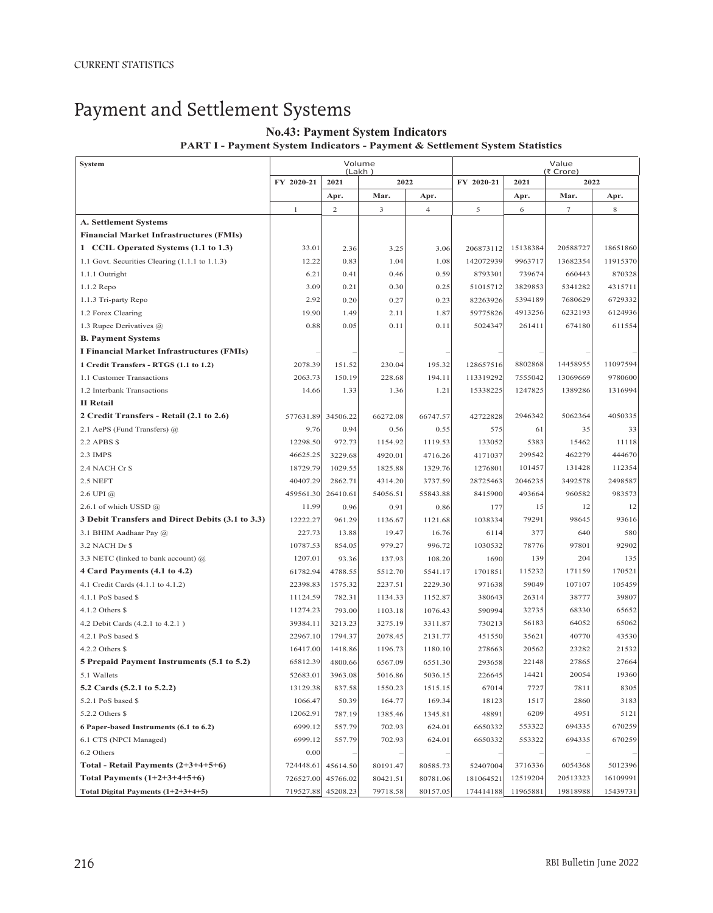# Payment and Settlement Systems

## No.43: Payment System Indicators

### PART I - Payment System Indicators - Payment & Settlement System Statistics

| System | Volume (Lakh ) | | | | Value (₹ Crore) | | | |
|---|---|---|---|---|---|---|---|---|
| | FY 2020-21 | 2021 | 2022 | | FY 2020-21 | 2021 | 2022 | |
| | | Apr. | Mar. | Apr. | | Apr. | Mar. | Apr. |
| | 1 | 2 | 3 | 4 | 5 | 6 | 7 | 8 |
| **A. Settlement Systems** | | | | | | | | |
| **Financial Market Infrastructures (FMIs)** | | | | | | | | |
| **1 CCIL Operated Systems (1.1 to 1.3)** | 33.01 | 2.36 | 3.25 | 3.06 | 206873112 | 15138384 | 20588727 | 18651860 |
| 1.1 Govt. Securities Clearing (1.1.1 to 1.1.3) | 12.22 | 0.83 | 1.04 | 1.08 | 142072939 | 9963717 | 13682354 | 11915370 |
| 1.1.1 Outright | 6.21 | 0.41 | 0.46 | 0.59 | 8793301 | 739674 | 660443 | 870328 |
| 1.1.2 Repo | 3.09 | 0.21 | 0.30 | 0.25 | 51015712 | 3829853 | 5341282 | 4315711 |
| 1.1.3 Tri-party Repo | 2.92 | 0.20 | 0.27 | 0.23 | 82263926 | 5394189 | 7680629 | 6729332 |
| 1.2 Forex Clearing | 19.90 | 1.49 | 2.11 | 1.87 | 59775826 | 4913256 | 6232193 | 6124936 |
| 1.3 Rupee Derivatives @ | 0.88 | 0.05 | 0.11 | 0.11 | 5024347 | 261411 | 674180 | 611554 |
| **B. Payment Systems** | | | | | | | | |
| **I Financial Market Infrastructures (FMIs)** | – | – | – | – | – | – | – | – |
| **1 Credit Transfers - RTGS (1.1 to 1.2)** | 2078.39 | 151.52 | 230.04 | 195.32 | 128657516 | 8802868 | 14458955 | 11097594 |
| 1.1 Customer Transactions | 2063.73 | 150.19 | 228.68 | 194.11 | 113319292 | 7555042 | 13069669 | 9780600 |
| 1.2 Interbank Transactions | 14.66 | 1.33 | 1.36 | 1.21 | 15338225 | 1247825 | 1389286 | 1316994 |
| **II Retail** | | | | | | | | |
| **2 Credit Transfers - Retail (2.1 to 2.6)** | 577631.89 | 34506.22 | 66272.08 | 66747.57 | 42722828 | 2946342 | 5062364 | 4050335 |
| 2.1 AePS (Fund Transfers) @ | 9.76 | 0.94 | 0.56 | 0.55 | 575 | 61 | 35 | 33 |
| 2.2 APBS $ | 12298.50 | 972.73 | 1154.92 | 1119.53 | 133052 | 5383 | 15462 | 11118 |
| 2.3 IMPS | 46625.25 | 3229.68 | 4920.01 | 4716.26 | 4171037 | 299542 | 462279 | 444670 |
| 2.4 NACH Cr $ | 18729.79 | 1029.55 | 1825.88 | 1329.76 | 1276801 | 101457 | 131428 | 112354 |
| 2.5 NEFT | 40407.29 | 2862.71 | 4314.20 | 3737.59 | 28725463 | 2046235 | 3492578 | 2498587 |
| 2.6 UPI @ | 459561.30 | 26410.61 | 54056.51 | 55843.88 | 8415900 | 493664 | 960582 | 983573 |
| 2.6.1 of which USSD @ | 11.99 | 0.96 | 0.91 | 0.86 | 177 | 15 | 12 | 12 |
| **3 Debit Transfers and Direct Debits (3.1 to 3.3)** | 12222.27 | 961.29 | 1136.67 | 1121.68 | 1038334 | 79291 | 98645 | 93616 |
| 3.1 BHIM Aadhaar Pay @ | 227.73 | 13.88 | 19.47 | 16.76 | 6114 | 377 | 640 | 580 |
| 3.2 NACH Dr $ | 10787.53 | 854.05 | 979.27 | 996.72 | 1030532 | 78776 | 97801 | 92902 |
| 3.3 NETC (linked to bank account) @ | 1207.01 | 93.36 | 137.93 | 108.20 | 1690 | 139 | 204 | 135 |
| **4 Card Payments (4.1 to 4.2)** | 61782.94 | 4788.55 | 5512.70 | 5541.17 | 1701851 | 115232 | 171159 | 170521 |
| 4.1 Credit Cards (4.1.1 to 4.1.2) | 22398.83 | 1575.32 | 2237.51 | 2229.30 | 971638 | 59049 | 107107 | 105459 |
| 4.1.1 PoS based $ | 11124.59 | 782.31 | 1134.33 | 1152.87 | 380643 | 26314 | 38777 | 39807 |
| 4.1.2 Others $ | 11274.23 | 793.00 | 1103.18 | 1076.43 | 590994 | 32735 | 68330 | 65652 |
| 4.2 Debit Cards (4.2.1 to 4.2.1 ) | 39384.11 | 3213.23 | 3275.19 | 3311.87 | 730213 | 56183 | 64052 | 65062 |
| 4.2.1 PoS based $ | 22967.10 | 1794.37 | 2078.45 | 2131.77 | 451550 | 35621 | 40770 | 43530 |
| 4.2.2 Others $ | 16417.00 | 1418.86 | 1196.73 | 1180.10 | 278663 | 20562 | 23282 | 21532 |
| **5 Prepaid Payment Instruments (5.1 to 5.2)** | 65812.39 | 4800.66 | 6567.09 | 6551.30 | 293658 | 22148 | 27865 | 27664 |
| 5.1 Wallets | 52683.01 | 3963.08 | 5016.86 | 5036.15 | 226645 | 14421 | 20054 | 19360 |
| **5.2 Cards (5.2.1 to 5.2.2)** | 13129.38 | 837.58 | 1550.23 | 1515.15 | 67014 | 7727 | 7811 | 8305 |
| 5.2.1 PoS based $ | 1066.47 | 50.39 | 164.77 | 169.34 | 18123 | 1517 | 2860 | 3183 |
| 5.2.2 Others $ | 12062.91 | 787.19 | 1385.46 | 1345.81 | 48891 | 6209 | 4951 | 5121 |
| **6 Paper-based Instruments (6.1 to 6.2)** | 6999.12 | 557.79 | 702.93 | 624.01 | 6650332 | 553322 | 694335 | 670259 |
| 6.1 CTS (NPCI Managed) | 6999.12 | 557.79 | 702.93 | 624.01 | 6650332 | 553322 | 694335 | 670259 |
| 6.2 Others | 0.00 | – | – | – | – | – | – | – |
| **Total - Retail Payments (2+3+4+5+6)** | 724448.61 | 45614.50 | 80191.47 | 80585.73 | 52407004 | 3716336 | 6054368 | 5012396 |
| **Total Payments (1+2+3+4+5+6)** | 726527.00 | 45766.02 | 80421.51 | 80781.06 | 181064521 | 12519204 | 20513323 | 16109991 |
| **Total Digital Payments (1+2+3+4+5)** | 719527.88 | 45208.23 | 79718.58 | 80157.05 | 174414188 | 11965881 | 19818988 | 15439731 |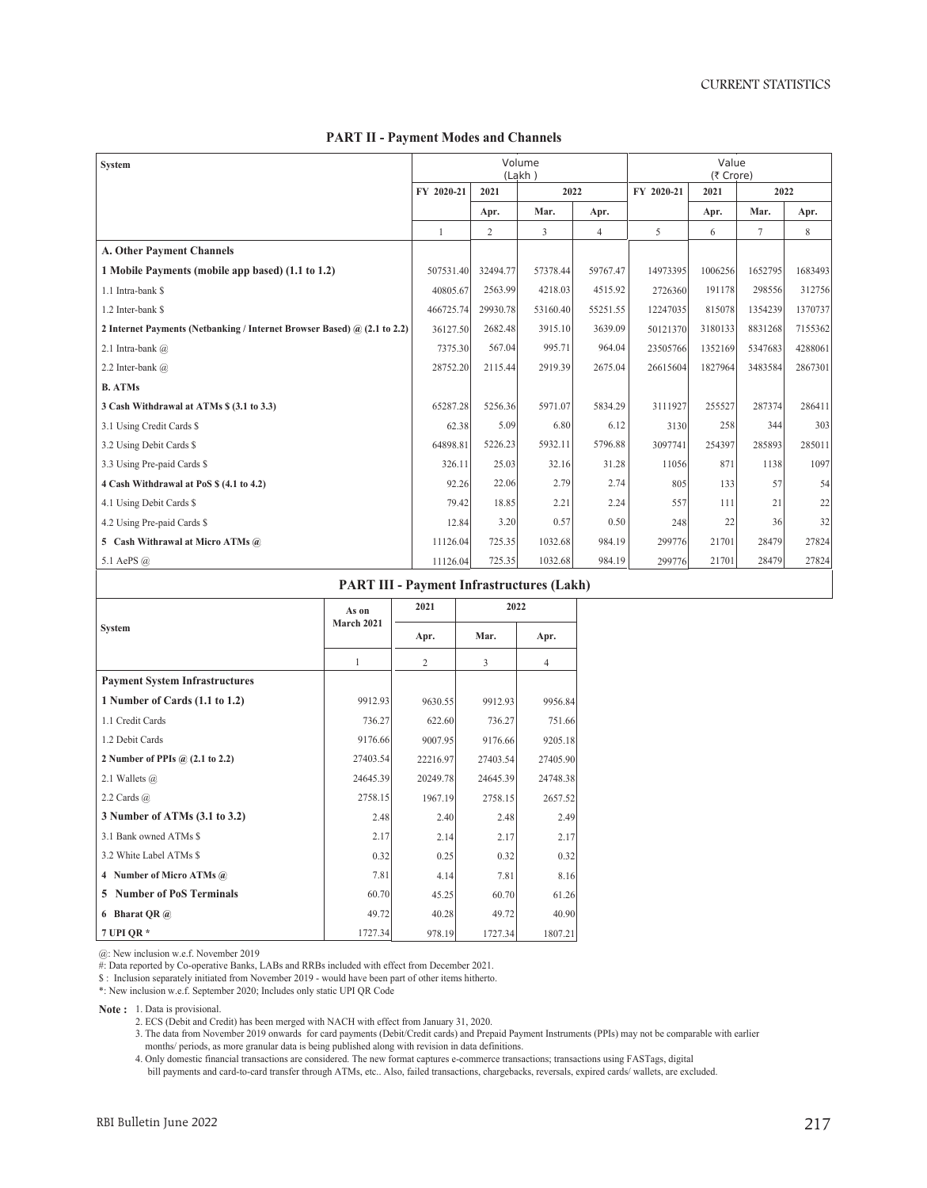## PART II - Payment Modes and Channels

| System | Volume (Lakh ) | | | | Value (₹ Crore) | | | |
|---|---|---|---|---|---|---|---|---|
| | FY 2020-21 | 2021 | 2022 | | FY 2020-21 | 2021 | 2022 | |
| | | Apr. | Mar. | Apr. | | Apr. | Mar. | Apr. |
| | 1 | 2 | 3 | 4 | 5 | 6 | 7 | 8 |
| **A. Other Payment Channels** | | | | | | | | |
| **1 Mobile Payments (mobile app based) (1.1 to 1.2)** | 507531.40 | 32494.77 | 57378.44 | 59767.47 | 14973395 | 1006256 | 1652795 | 1683493 |
| 1.1 Intra-bank $ | 40805.67 | 2563.99 | 4218.03 | 4515.92 | 2726360 | 191178 | 298556 | 312756 |
| 1.2 Inter-bank $ | 466725.74 | 29930.78 | 53160.40 | 55251.55 | 12247035 | 815078 | 1354239 | 1370737 |
| **2 Internet Payments (Netbanking / Internet Browser Based) @ (2.1 to 2.2)** | 36127.50 | 2682.48 | 3915.10 | 3639.09 | 50121370 | 3180133 | 8831268 | 7155362 |
| 2.1 Intra-bank @ | 7375.30 | 567.04 | 995.71 | 964.04 | 23505766 | 1352169 | 5347683 | 4288061 |
| 2.2 Inter-bank @ | 28752.20 | 2115.44 | 2919.39 | 2675.04 | 26615604 | 1827964 | 3483584 | 2867301 |
| **B. ATMs** | | | | | | | | |
| **3 Cash Withdrawal at ATMs $ (3.1 to 3.3)** | 65287.28 | 5256.36 | 5971.07 | 5834.29 | 3111927 | 255527 | 287374 | 286411 |
| 3.1 Using Credit Cards $ | 62.38 | 5.09 | 6.80 | 6.12 | 3130 | 258 | 344 | 303 |
| 3.2 Using Debit Cards $ | 64898.81 | 5226.23 | 5932.11 | 5796.88 | 3097741 | 254397 | 285893 | 285011 |
| 3.3 Using Pre-paid Cards $ | 326.11 | 25.03 | 32.16 | 31.28 | 11056 | 871 | 1138 | 1097 |
| **4 Cash Withdrawal at PoS $ (4.1 to 4.2)** | 92.26 | 22.06 | 2.79 | 2.74 | 805 | 133 | 57 | 54 |
| 4.1 Using Debit Cards $ | 79.42 | 18.85 | 2.21 | 2.24 | 557 | 111 | 21 | 22 |
| 4.2 Using Pre-paid Cards $ | 12.84 | 3.20 | 0.57 | 0.50 | 248 | 22 | 36 | 32 |
| **5 Cash Withrawal at Micro ATMs @** | 11126.04 | 725.35 | 1032.68 | 984.19 | 299776 | 21701 | 28479 | 27824 |
| 5.1 AePS @ | 11126.04 | 725.35 | 1032.68 | 984.19 | 299776 | 21701 | 28479 | 27824 |

## PART III - Payment Infrastructures (Lakh)

| System | As on March 2021 | 2021 | 2022 | |
|---|---|---|---|---|
| | | Apr. | Mar. | Apr. |
| | 1 | 2 | 3 | 4 |
| **Payment System Infrastructures** | | | | |
| **1 Number of Cards (1.1 to 1.2)** | 9912.93 | 9630.55 | 9912.93 | 9956.84 |
| 1.1 Credit Cards | 736.27 | 622.60 | 736.27 | 751.66 |
| 1.2 Debit Cards | 9176.66 | 9007.95 | 9176.66 | 9205.18 |
| **2 Number of PPIs @ (2.1 to 2.2)** | 27403.54 | 22216.97 | 27403.54 | 27405.90 |
| 2.1 Wallets @ | 24645.39 | 20249.78 | 24645.39 | 24748.38 |
| 2.2 Cards @ | 2758.15 | 1967.19 | 2758.15 | 2657.52 |
| **3 Number of ATMs (3.1 to 3.2)** | 2.48 | 2.40 | 2.48 | 2.49 |
| 3.1 Bank owned ATMs $ | 2.17 | 2.14 | 2.17 | 2.17 |
| 3.2 White Label ATMs $ | 0.32 | 0.25 | 0.32 | 0.32 |
| **4 Number of Micro ATMs @** | 7.81 | 4.14 | 7.81 | 8.16 |
| **5 Number of PoS Terminals** | 60.70 | 45.25 | 60.70 | 61.26 |
| **6 Bharat QR @** | 49.72 | 40.28 | 49.72 | 40.90 |
| **7 UPI QR *** | 1727.34 | 978.19 | 1727.34 | 1807.21 |

@: New inclusion w.e.f. November 2019

#: Data reported by Co-operative Banks, LABs and RRBs included with effect from December 2021.

$ : Inclusion separately initiated from November 2019 - would have been part of other items hitherto.

*: New inclusion w.e.f. September 2020; Includes only static UPI QR Code

**Note :** 1. Data is provisional.

2. ECS (Debit and Credit) has been merged with NACH with effect from January 31, 2020.

3. The data from November 2019 onwards for card payments (Debit/Credit cards) and Prepaid Payment Instruments (PPIs) may not be comparable with earlier months/ periods, as more granular data is being published along with revision in data definitions.

4. Only domestic financial transactions are considered. The new format captures e-commerce transactions; transactions using FASTags, digital bill payments and card-to-card transfer through ATMs, etc.. Also, failed transactions, chargebacks, reversals, expired cards/ wallets, are excluded.